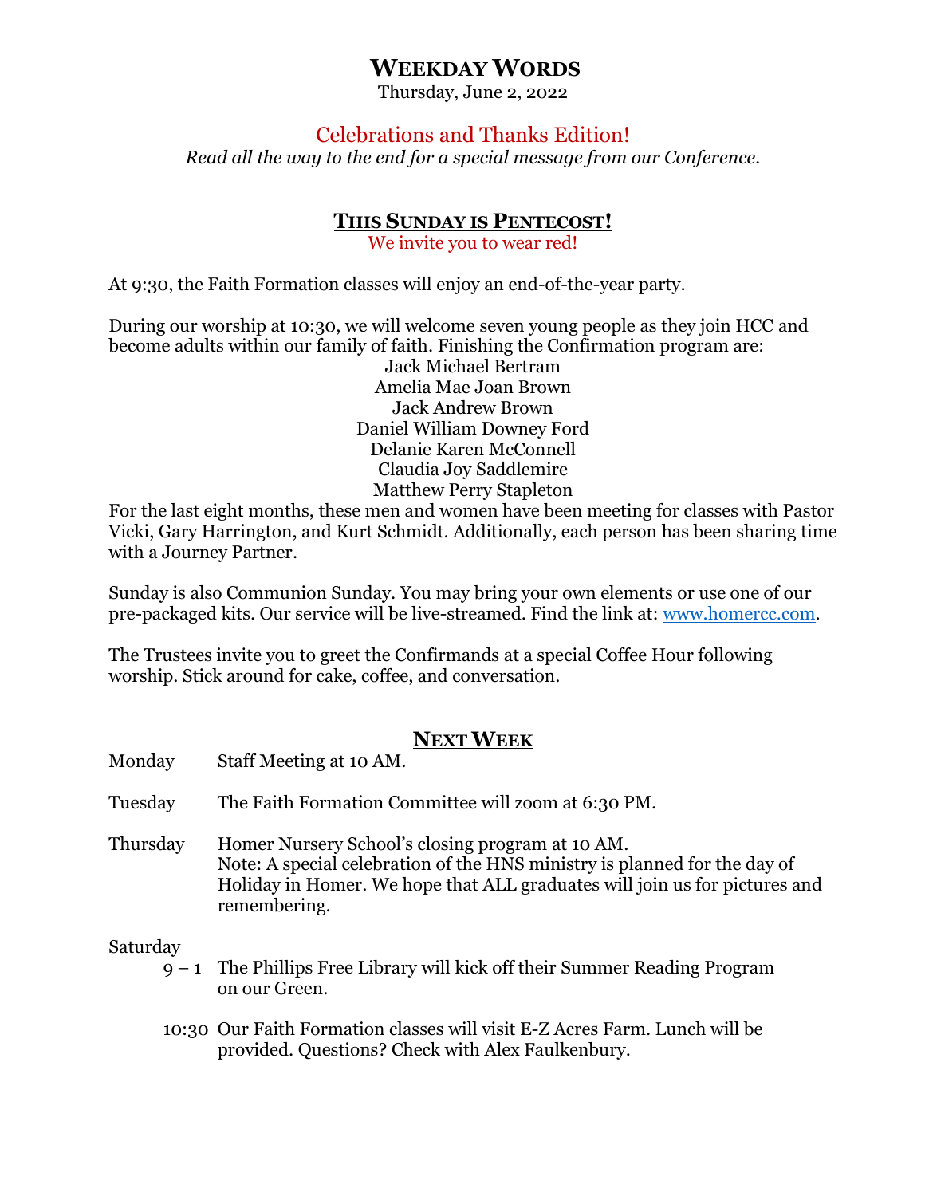# Weekday Words

Thursday, June 2, 2022

## Celebrations and Thanks Edition!

*Read all the way to the end for a special message from our Conference.*

## This Sunday is Pentecost!

We invite you to wear red!

At 9:30, the Faith Formation classes will enjoy an end-of-the-year party.

During our worship at 10:30, we will welcome seven young people as they join HCC and become adults within our family of faith. Finishing the Confirmation program are:

Jack Michael Bertram
Amelia Mae Joan Brown
Jack Andrew Brown
Daniel William Downey Ford
Delanie Karen McConnell
Claudia Joy Saddlemire
Matthew Perry Stapleton

For the last eight months, these men and women have been meeting for classes with Pastor Vicki, Gary Harrington, and Kurt Schmidt. Additionally, each person has been sharing time with a Journey Partner.

Sunday is also Communion Sunday. You may bring your own elements or use one of our pre-packaged kits. Our service will be live-streamed. Find the link at: [www.homercc.com](http://www.homercc.com).

The Trustees invite you to greet the Confirmands at a special Coffee Hour following worship. Stick around for cake, coffee, and conversation.

## Next Week

**Monday** Staff Meeting at 10 AM.

**Tuesday** The Faith Formation Committee will zoom at 6:30 PM.

**Thursday** Homer Nursery School's closing program at 10 AM.
Note: A special celebration of the HNS ministry is planned for the day of Holiday in Homer. We hope that ALL graduates will join us for pictures and remembering.

**Saturday**

9 – 1 The Phillips Free Library will kick off their Summer Reading Program on our Green.

10:30 Our Faith Formation classes will visit E-Z Acres Farm. Lunch will be provided. Questions? Check with Alex Faulkenbury.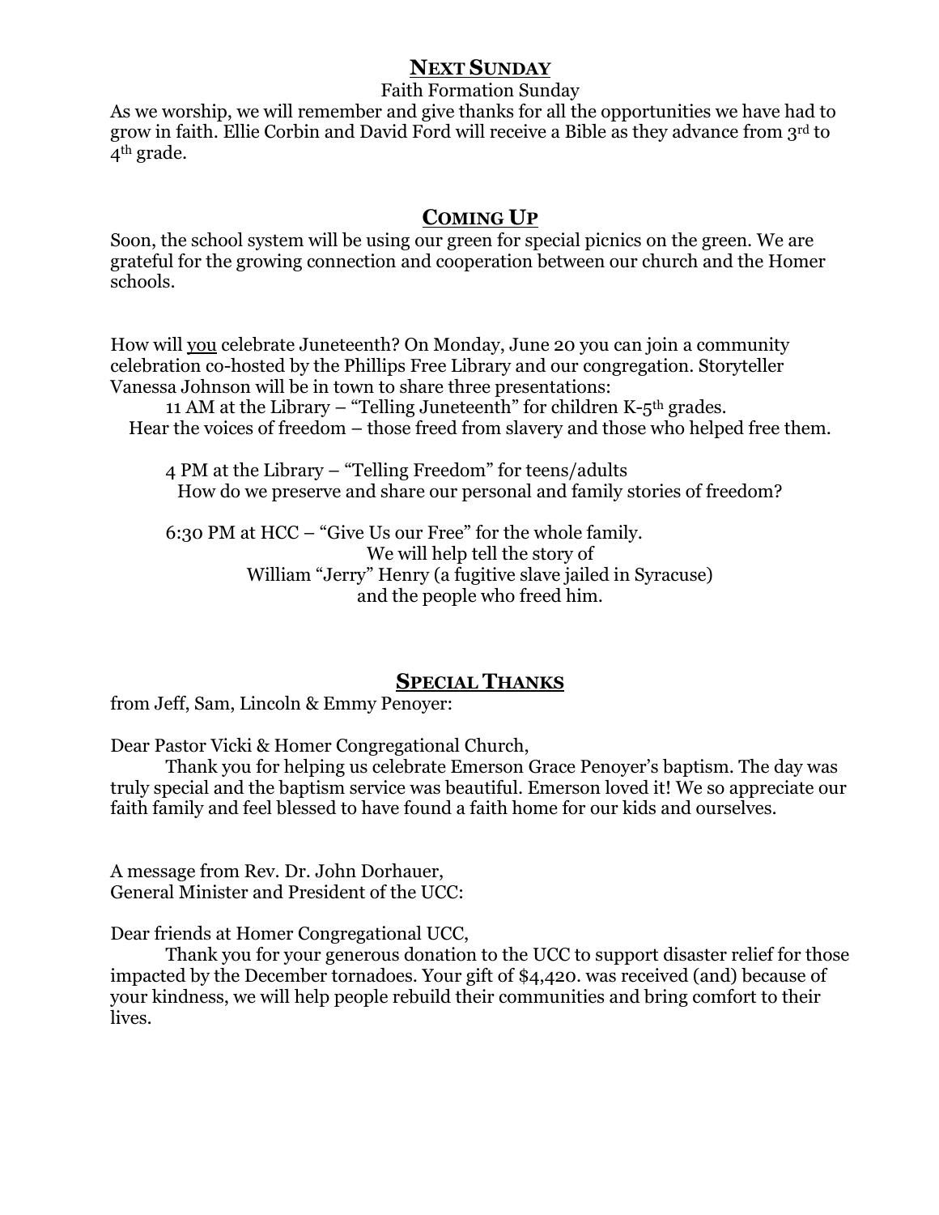## <u>NEXT SUNDAY</u>

Faith Formation Sunday

As we worship, we will remember and give thanks for all the opportunities we have had to grow in faith. Ellie Corbin and David Ford will receive a Bible as they advance from 3rd to 4th grade.

## <u>COMING UP</u>

Soon, the school system will be using our green for special picnics on the green. We are grateful for the growing connection and cooperation between our church and the Homer schools.

How will <u>you</u> celebrate Juneteenth? On Monday, June 20 you can join a community celebration co-hosted by the Phillips Free Library and our congregation. Storyteller Vanessa Johnson will be in town to share three presentations:

11 AM at the Library – "Telling Juneteenth" for children K-5th grades.
Hear the voices of freedom – those freed from slavery and those who helped free them.

4 PM at the Library – "Telling Freedom" for teens/adults
How do we preserve and share our personal and family stories of freedom?

6:30 PM at HCC – "Give Us our Free" for the whole family.
We will help tell the story of
William "Jerry" Henry (a fugitive slave jailed in Syracuse)
and the people who freed him.

## <u>SPECIAL THANKS</u>

from Jeff, Sam, Lincoln & Emmy Penoyer:

Dear Pastor Vicki & Homer Congregational Church,

Thank you for helping us celebrate Emerson Grace Penoyer's baptism. The day was truly special and the baptism service was beautiful. Emerson loved it! We so appreciate our faith family and feel blessed to have found a faith home for our kids and ourselves.

A message from Rev. Dr. John Dorhauer,
General Minister and President of the UCC:

Dear friends at Homer Congregational UCC,

Thank you for your generous donation to the UCC to support disaster relief for those impacted by the December tornadoes. Your gift of $4,420. was received (and) because of your kindness, we will help people rebuild their communities and bring comfort to their lives.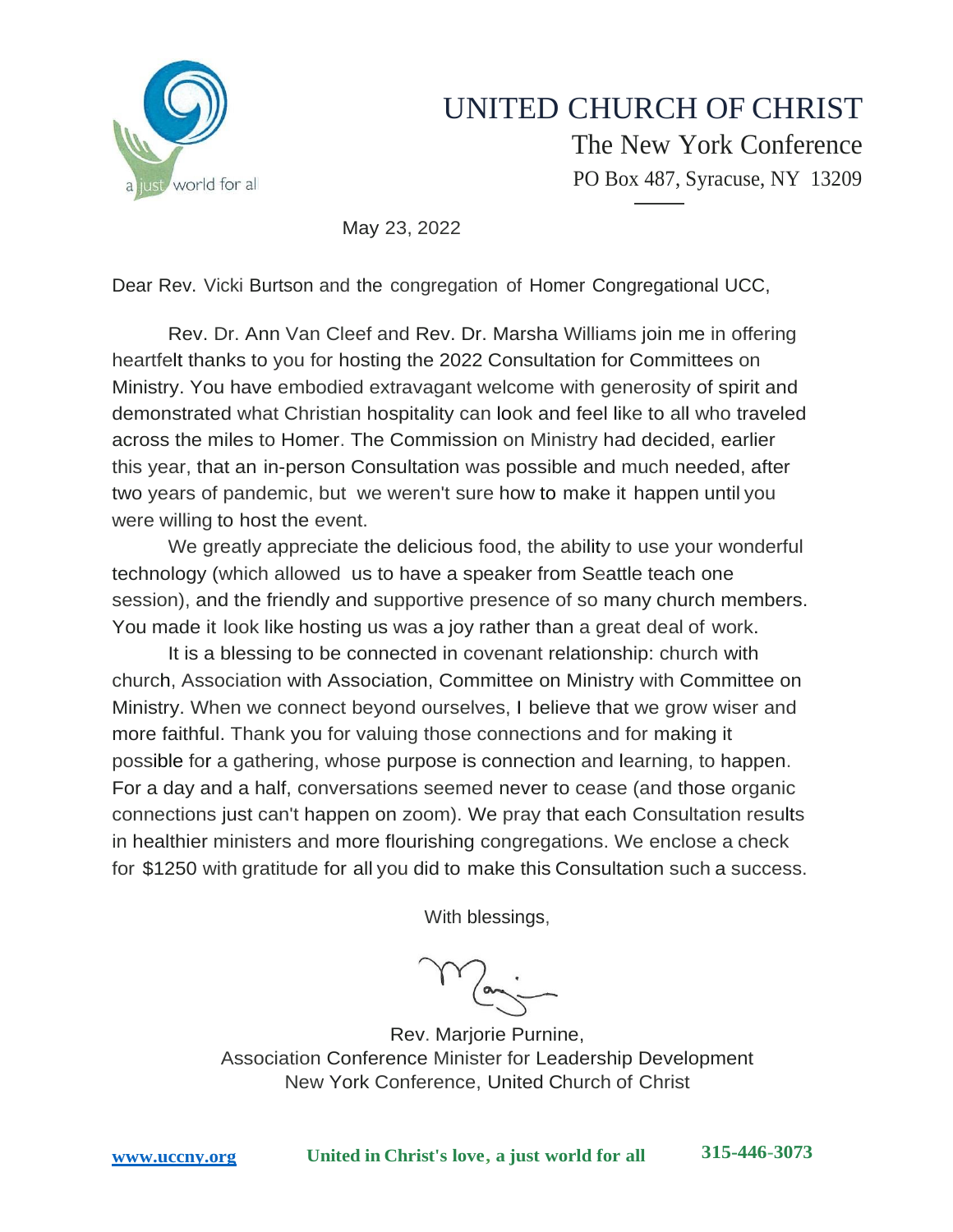# UNITED CHURCH OF CHRIST

The New York Conference

PO Box 487, Syracuse, NY 13209

a just world for all

May 23, 2022

Dear Rev. Vicki Burtson and the congregation of Homer Congregational UCC,

Rev. Dr. Ann Van Cleef and Rev. Dr. Marsha Williams join me in offering heartfelt thanks to you for hosting the 2022 Consultation for Committees on Ministry. You have embodied extravagant welcome with generosity of spirit and demonstrated what Christian hospitality can look and feel like to all who traveled across the miles to Homer. The Commission on Ministry had decided, earlier this year, that an in-person Consultation was possible and much needed, after two years of pandemic, but we weren't sure how to make it happen until you were willing to host the event.

We greatly appreciate the delicious food, the ability to use your wonderful technology (which allowed us to have a speaker from Seattle teach one session), and the friendly and supportive presence of so many church members. You made it look like hosting us was a joy rather than a great deal of work.

It is a blessing to be connected in covenant relationship: church with church, Association with Association, Committee on Ministry with Committee on Ministry. When we connect beyond ourselves, I believe that we grow wiser and more faithful. Thank you for valuing those connections and for making it possible for a gathering, whose purpose is connection and learning, to happen. For a day and a half, conversations seemed never to cease (and those organic connections just can't happen on zoom). We pray that each Consultation results in healthier ministers and more flourishing congregations. We enclose a check for $1250 with gratitude for all you did to make this Consultation such a success.

With blessings,

Rev. Marjorie Purnine,
Association Conference Minister for Leadership Development
New York Conference, United Church of Christ

www.uccny.org United in Christ's love, a just world for all 315-446-3073